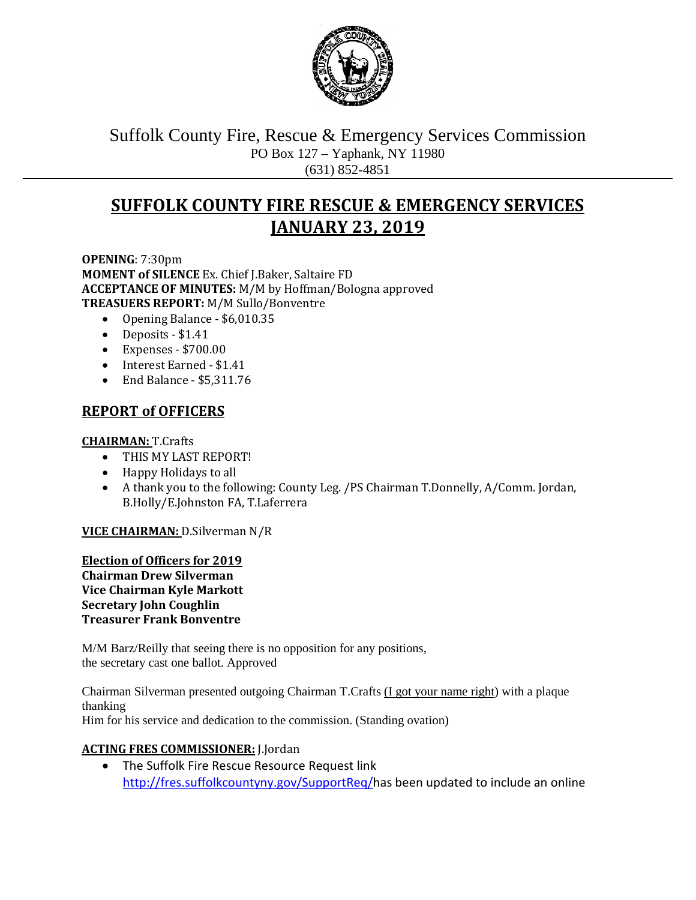Suffolk County Fire, Rescue & Emergency Services Commission
PO Box 127 – Yaphank, NY 11980
(631) 852-4851

# SUFFOLK COUNTY FIRE RESCUE & EMERGENCY SERVICES JANUARY 23, 2019

**OPENING**: 7:30pm
**MOMENT of SILENCE** Ex. Chief J.Baker, Saltaire FD
**ACCEPTANCE OF MINUTES:** M/M by Hoffman/Bologna approved
**TREASUERS REPORT:** M/M Sullo/Bonventre

- Opening Balance - $6,010.35
- Deposits - $1.41
- Expenses - $700.00
- Interest Earned - $1.41
- End Balance - $5,311.76

## REPORT of OFFICERS

**CHAIRMAN:** T.Crafts

- THIS MY LAST REPORT!
- Happy Holidays to all
- A thank you to the following: County Leg. /PS Chairman T.Donnelly, A/Comm. Jordan, B.Holly/E.Johnston FA, T.Laferrera

**VICE CHAIRMAN:** D.Silverman N/R

**Election of Officers for 2019**
**Chairman Drew Silverman**
**Vice Chairman Kyle Markott**
**Secretary John Coughlin**
**Treasurer Frank Bonventre**

M/M Barz/Reilly that seeing there is no opposition for any positions,
the secretary cast one ballot. Approved

Chairman Silverman presented outgoing Chairman T.Crafts (I got your name right) with a plaque thanking
Him for his service and dedication to the commission. (Standing ovation)

**ACTING FRES COMMISSIONER:** J.Jordan

- The Suffolk Fire Rescue Resource Request link http://fres.suffolkcountyny.gov/SupportReq/has been updated to include an online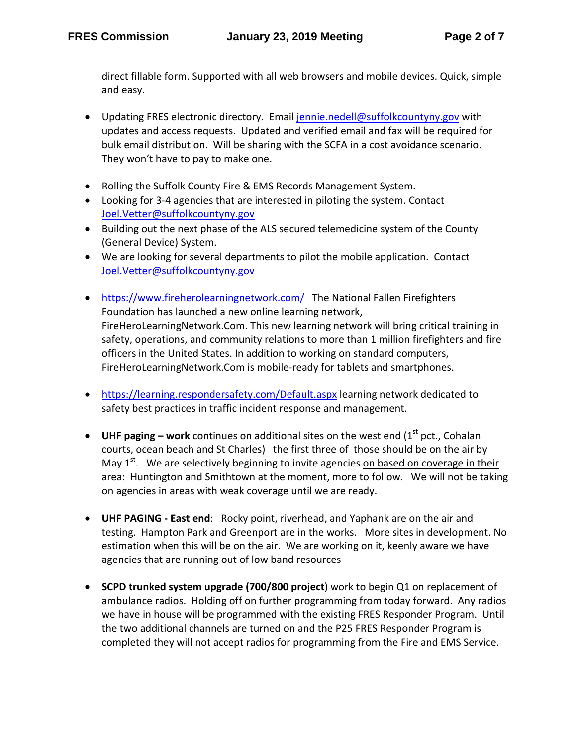direct fillable form. Supported with all web browsers and mobile devices. Quick, simple and easy.

- Updating FRES electronic directory. Email jennie.nedell@suffolkcountyny.gov with updates and access requests. Updated and verified email and fax will be required for bulk email distribution. Will be sharing with the SCFA in a cost avoidance scenario. They won't have to pay to make one.

- Rolling the Suffolk County Fire & EMS Records Management System.
- Looking for 3-4 agencies that are interested in piloting the system. Contact Joel.Vetter@suffolkcountyny.gov
- Building out the next phase of the ALS secured telemedicine system of the County (General Device) System.
- We are looking for several departments to pilot the mobile application. Contact Joel.Vetter@suffolkcountyny.gov

- https://www.fireherolearningnetwork.com/ The National Fallen Firefighters Foundation has launched a new online learning network, FireHeroLearningNetwork.Com. This new learning network will bring critical training in safety, operations, and community relations to more than 1 million firefighters and fire officers in the United States. In addition to working on standard computers, FireHeroLearningNetwork.Com is mobile-ready for tablets and smartphones.

- https://learning.respondersafety.com/Default.aspx learning network dedicated to safety best practices in traffic incident response and management.

- **UHF paging – work** continues on additional sites on the west end (1st pct., Cohalan courts, ocean beach and St Charles) the first three of those should be on the air by May 1st. We are selectively beginning to invite agencies <u>on based on coverage in their area</u>: Huntington and Smithtown at the moment, more to follow. We will not be taking on agencies in areas with weak coverage until we are ready.

- **UHF PAGING - East end**: Rocky point, riverhead, and Yaphank are on the air and testing. Hampton Park and Greenport are in the works. More sites in development. No estimation when this will be on the air. We are working on it, keenly aware we have agencies that are running out of low band resources

- **SCPD trunked system upgrade (700/800 project**) work to begin Q1 on replacement of ambulance radios. Holding off on further programming from today forward. Any radios we have in house will be programmed with the existing FRES Responder Program. Until the two additional channels are turned on and the P25 FRES Responder Program is completed they will not accept radios for programming from the Fire and EMS Service.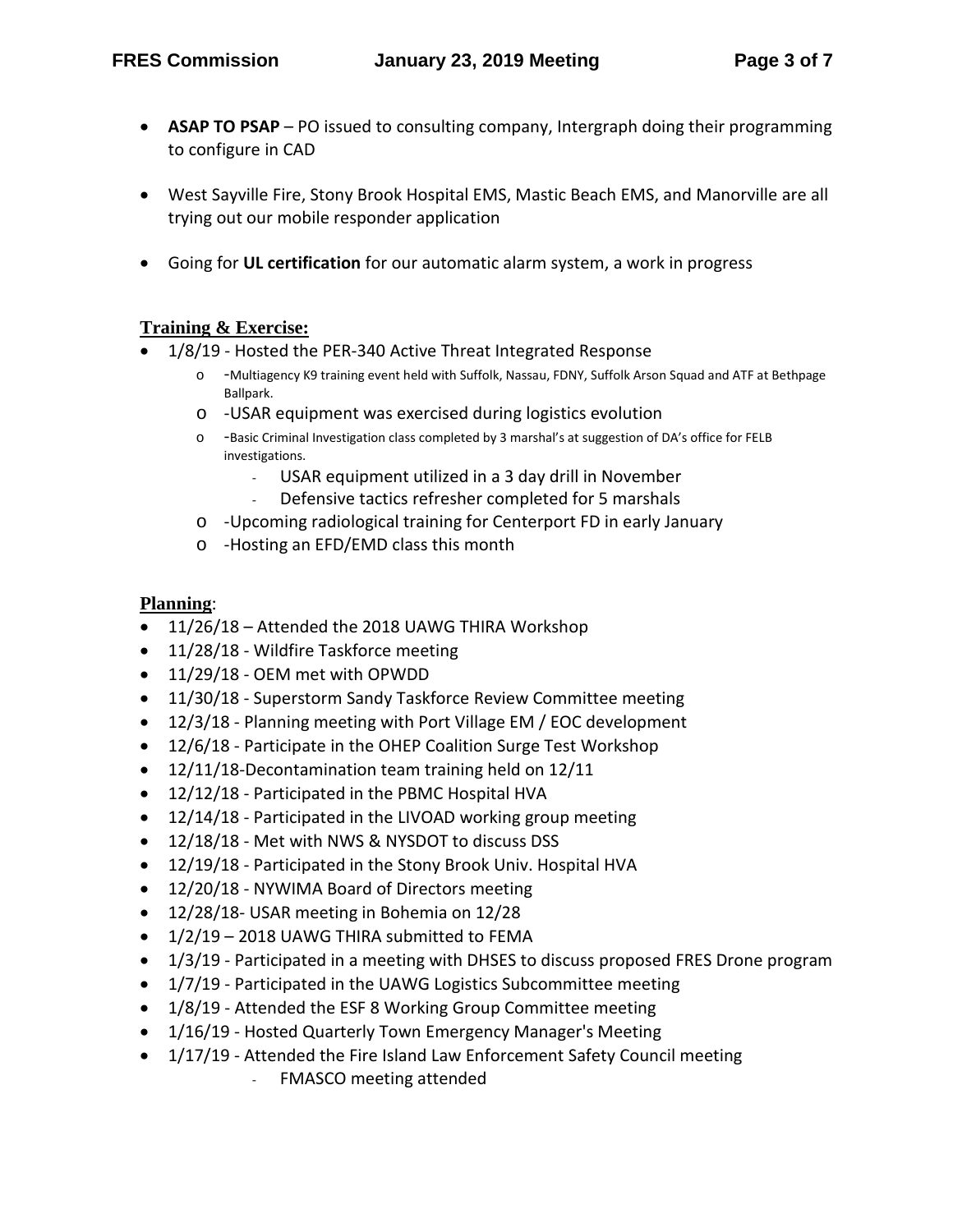- **ASAP TO PSAP** – PO issued to consulting company, Intergraph doing their programming to configure in CAD

- West Sayville Fire, Stony Brook Hospital EMS, Mastic Beach EMS, and Manorville are all trying out our mobile responder application

- Going for **UL certification** for our automatic alarm system, a work in progress

**Training & Exercise:**

- 1/8/19 - Hosted the PER-340 Active Threat Integrated Response
  - -Multiagency K9 training event held with Suffolk, Nassau, FDNY, Suffolk Arson Squad and ATF at Bethpage Ballpark.
  - -USAR equipment was exercised during logistics evolution
  - -Basic Criminal Investigation class completed by 3 marshal's at suggestion of DA's office for FELB investigations.
    - USAR equipment utilized in a 3 day drill in November
    - Defensive tactics refresher completed for 5 marshals
  - -Upcoming radiological training for Centerport FD in early January
  - -Hosting an EFD/EMD class this month

**Planning**:

- 11/26/18 – Attended the 2018 UAWG THIRA Workshop
- 11/28/18 - Wildfire Taskforce meeting
- 11/29/18 - OEM met with OPWDD
- 11/30/18 - Superstorm Sandy Taskforce Review Committee meeting
- 12/3/18 - Planning meeting with Port Village EM / EOC development
- 12/6/18 - Participate in the OHEP Coalition Surge Test Workshop
- 12/11/18-Decontamination team training held on 12/11
- 12/12/18 - Participated in the PBMC Hospital HVA
- 12/14/18 - Participated in the LIVOAD working group meeting
- 12/18/18 - Met with NWS & NYSDOT to discuss DSS
- 12/19/18 - Participated in the Stony Brook Univ. Hospital HVA
- 12/20/18 - NYWIMA Board of Directors meeting
- 12/28/18- USAR meeting in Bohemia on 12/28
- 1/2/19 – 2018 UAWG THIRA submitted to FEMA
- 1/3/19 - Participated in a meeting with DHSES to discuss proposed FRES Drone program
- 1/7/19 - Participated in the UAWG Logistics Subcommittee meeting
- 1/8/19 - Attended the ESF 8 Working Group Committee meeting
- 1/16/19 - Hosted Quarterly Town Emergency Manager's Meeting
- 1/17/19 - Attended the Fire Island Law Enforcement Safety Council meeting
  - FMASCO meeting attended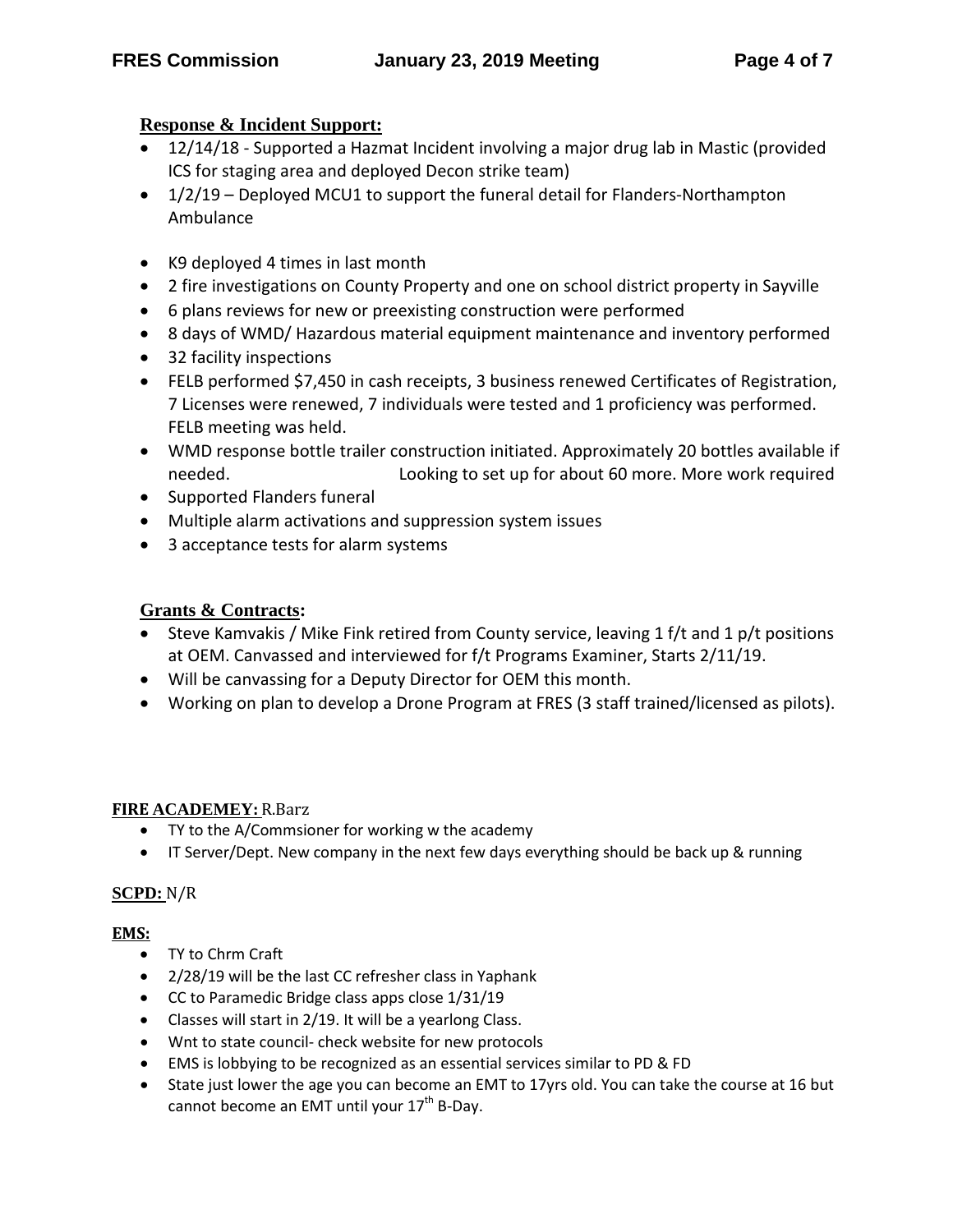**Response & Incident Support:**

- 12/14/18 - Supported a Hazmat Incident involving a major drug lab in Mastic (provided ICS for staging area and deployed Decon strike team)
- 1/2/19 – Deployed MCU1 to support the funeral detail for Flanders-Northampton Ambulance

- K9 deployed 4 times in last month
- 2 fire investigations on County Property and one on school district property in Sayville
- 6 plans reviews for new or preexisting construction were performed
- 8 days of WMD/ Hazardous material equipment maintenance and inventory performed
- 32 facility inspections
- FELB performed $7,450 in cash receipts, 3 business renewed Certificates of Registration, 7 Licenses were renewed, 7 individuals were tested and 1 proficiency was performed. FELB meeting was held.
- WMD response bottle trailer construction initiated. Approximately 20 bottles available if needed. Looking to set up for about 60 more. More work required
- Supported Flanders funeral
- Multiple alarm activations and suppression system issues
- 3 acceptance tests for alarm systems

**Grants & Contracts:**

- Steve Kamvakis / Mike Fink retired from County service, leaving 1 f/t and 1 p/t positions at OEM. Canvassed and interviewed for f/t Programs Examiner, Starts 2/11/19.
- Will be canvassing for a Deputy Director for OEM this month.
- Working on plan to develop a Drone Program at FRES (3 staff trained/licensed as pilots).

**FIRE ACADEMEY:** R.Barz

- TY to the A/Commsioner for working w the academy
- IT Server/Dept. New company in the next few days everything should be back up & running

**SCPD:** N/R

**EMS:**

- TY to Chrm Craft
- 2/28/19 will be the last CC refresher class in Yaphank
- CC to Paramedic Bridge class apps close 1/31/19
- Classes will start in 2/19. It will be a yearlong Class.
- Wnt to state council- check website for new protocols
- EMS is lobbying to be recognized as an essential services similar to PD & FD
- State just lower the age you can become an EMT to 17yrs old. You can take the course at 16 but cannot become an EMT until your 17th B-Day.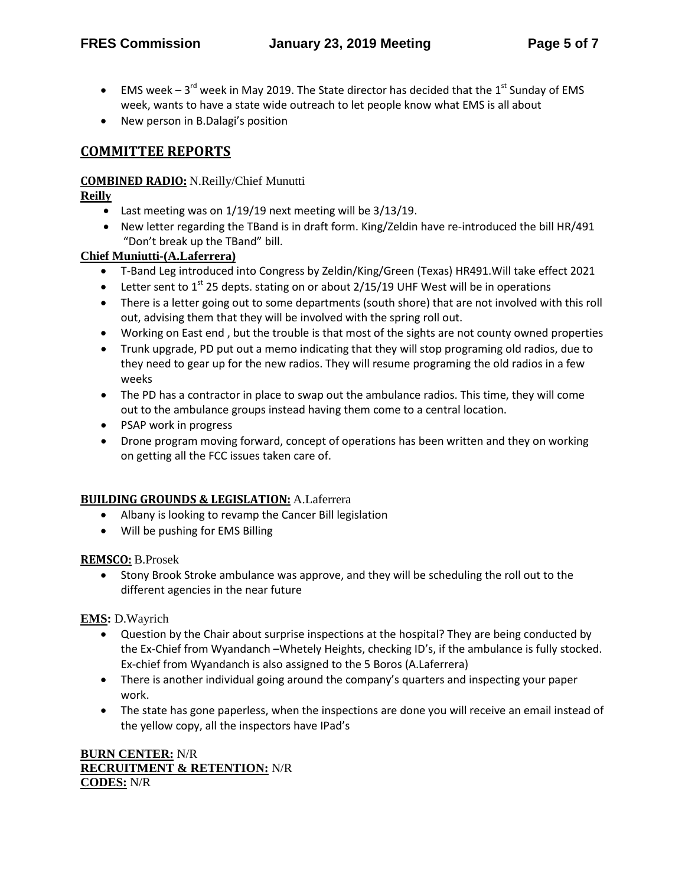- EMS week – 3rd week in May 2019. The State director has decided that the 1st Sunday of EMS week, wants to have a state wide outreach to let people know what EMS is all about
- New person in B.Dalagi's position

## COMMITTEE REPORTS

**COMBINED RADIO:** N.Reilly/Chief Munutti

**Reilly**

- Last meeting was on 1/19/19 next meeting will be 3/13/19.
- New letter regarding the TBand is in draft form. King/Zeldin have re-introduced the bill HR/491 "Don't break up the TBand" bill.

**Chief Muniutti-(A.Laferrera)**

- T-Band Leg introduced into Congress by Zeldin/King/Green (Texas) HR491.Will take effect 2021
- Letter sent to 1st 25 depts. stating on or about 2/15/19 UHF West will be in operations
- There is a letter going out to some departments (south shore) that are not involved with this roll out, advising them that they will be involved with the spring roll out.
- Working on East end , but the trouble is that most of the sights are not county owned properties
- Trunk upgrade, PD put out a memo indicating that they will stop programing old radios, due to they need to gear up for the new radios. They will resume programing the old radios in a few weeks
- The PD has a contractor in place to swap out the ambulance radios. This time, they will come out to the ambulance groups instead having them come to a central location.
- PSAP work in progress
- Drone program moving forward, concept of operations has been written and they on working on getting all the FCC issues taken care of.

**BUILDING GROUNDS & LEGISLATION:** A.Laferrera

- Albany is looking to revamp the Cancer Bill legislation
- Will be pushing for EMS Billing

**REMSCO:** B.Prosek

- Stony Brook Stroke ambulance was approve, and they will be scheduling the roll out to the different agencies in the near future

**EMS:** D.Wayrich

- Question by the Chair about surprise inspections at the hospital? They are being conducted by the Ex-Chief from Wyandanch –Whetely Heights, checking ID's, if the ambulance is fully stocked. Ex-chief from Wyandanch is also assigned to the 5 Boros (A.Laferrera)
- There is another individual going around the company's quarters and inspecting your paper work.
- The state has gone paperless, when the inspections are done you will receive an email instead of the yellow copy, all the inspectors have IPad's

**BURN CENTER:** N/R
**RECRUITMENT & RETENTION:** N/R
**CODES:** N/R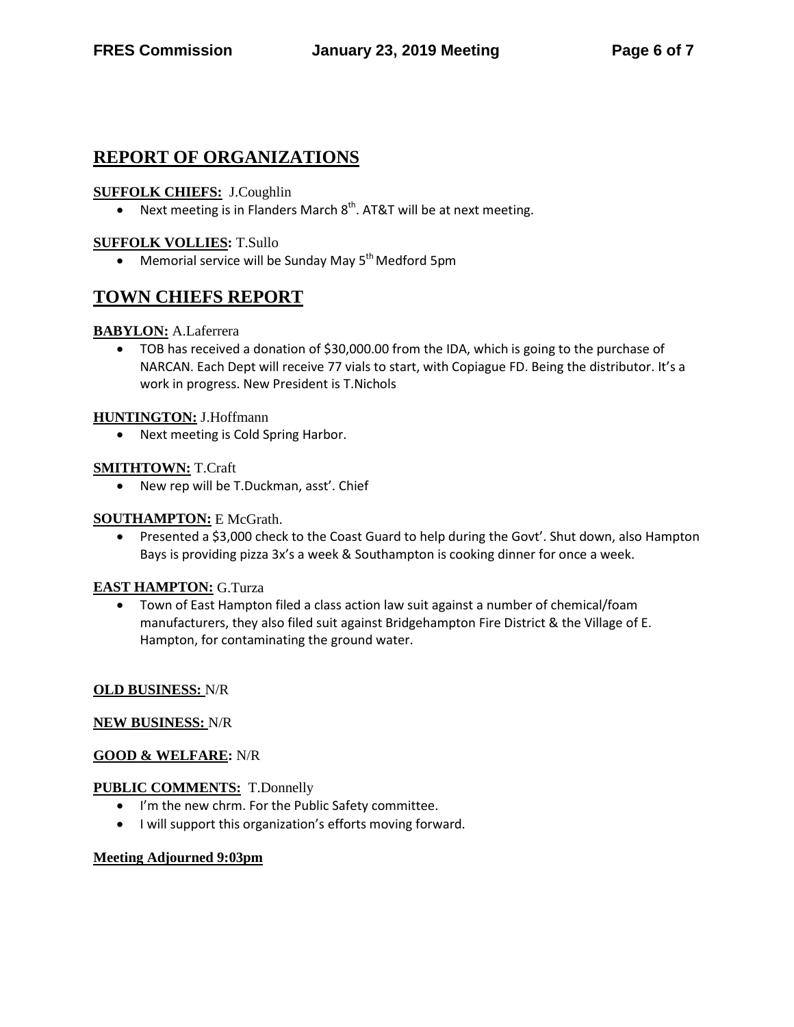## REPORT OF ORGANIZATIONS

**SUFFOLK CHIEFS:** J.Coughlin

- Next meeting is in Flanders March 8th. AT&T will be at next meeting.

**SUFFOLK VOLLIES:** T.Sullo

- Memorial service will be Sunday May 5th Medford 5pm

## TOWN CHIEFS REPORT

**BABYLON:** A.Laferrera

- TOB has received a donation of $30,000.00 from the IDA, which is going to the purchase of NARCAN. Each Dept will receive 77 vials to start, with Copiague FD. Being the distributor. It's a work in progress. New President is T.Nichols

**HUNTINGTON:** J.Hoffmann

- Next meeting is Cold Spring Harbor.

**SMITHTOWN:** T.Craft

- New rep will be T.Duckman, asst'. Chief

**SOUTHAMPTON:** E McGrath.

- Presented a $3,000 check to the Coast Guard to help during the Govt'. Shut down, also Hampton Bays is providing pizza 3x's a week & Southampton is cooking dinner for once a week.

**EAST HAMPTON:** G.Turza

- Town of East Hampton filed a class action law suit against a number of chemical/foam manufacturers, they also filed suit against Bridgehampton Fire District & the Village of E. Hampton, for contaminating the ground water.

**OLD BUSINESS:** N/R

**NEW BUSINESS:** N/R

**GOOD & WELFARE:** N/R

**PUBLIC COMMENTS:** T.Donnelly

- I'm the new chrm. For the Public Safety committee.
- I will support this organization's efforts moving forward.

**Meeting Adjourned 9:03pm**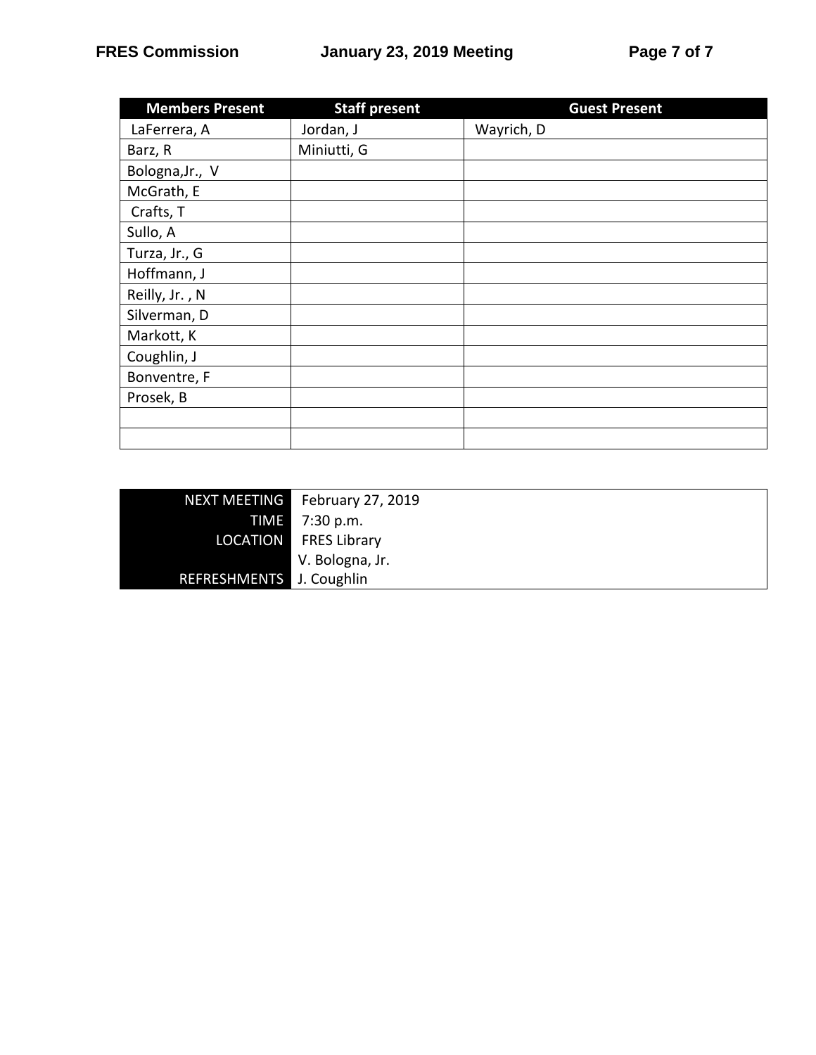| Members Present | Staff present | Guest Present |
| --- | --- | --- |
| LaFerrera, A | Jordan, J | Wayrich, D |
| Barz, R | Miniutti, G | |
| Bologna,Jr., V | | |
| McGrath, E | | |
| Crafts, T | | |
| Sullo, A | | |
| Turza, Jr., G | | |
| Hoffmann, J | | |
| Reilly, Jr. , N | | |
| Silverman, D | | |
| Markott, K | | |
| Coughlin, J | | |
| Bonventre, F | | |
| Prosek, B | | |
| | | |
| | | |

| | |
| --- | --- |
| NEXT MEETING | February 27, 2019 |
| TIME | 7:30 p.m. |
| LOCATION | FRES Library |
| | V. Bologna, Jr. |
| REFRESHMENTS | J. Coughlin |